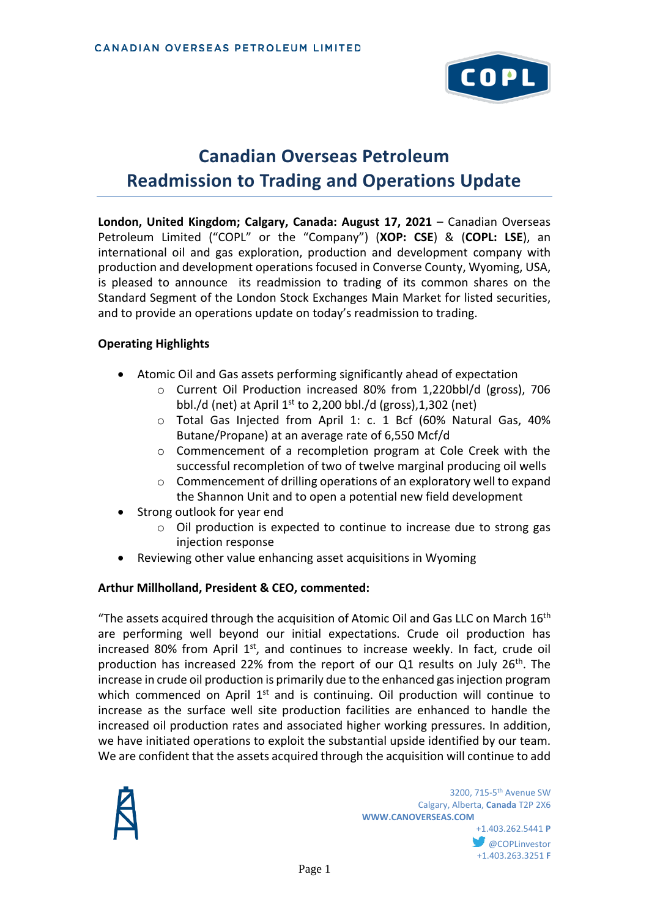# Canadian Overseas Petroleum
# Readmission to Trading and Operations Update

**London, United Kingdom; Calgary, Canada: August 17, 2021** – Canadian Overseas Petroleum Limited ("COPL" or the "Company") (**XOP: CSE**) & (**COPL: LSE**), an international oil and gas exploration, production and development company with production and development operations focused in Converse County, Wyoming, USA, is pleased to announce its readmission to trading of its common shares on the Standard Segment of the London Stock Exchanges Main Market for listed securities, and to provide an operations update on today's readmission to trading.

**Operating Highlights**

- Atomic Oil and Gas assets performing significantly ahead of expectation
  - Current Oil Production increased 80% from 1,220bbl/d (gross), 706 bbl./d (net) at April 1st to 2,200 bbl./d (gross),1,302 (net)
  - Total Gas Injected from April 1: c. 1 Bcf (60% Natural Gas, 40% Butane/Propane) at an average rate of 6,550 Mcf/d
  - Commencement of a recompletion program at Cole Creek with the successful recompletion of two of twelve marginal producing oil wells
  - Commencement of drilling operations of an exploratory well to expand the Shannon Unit and to open a potential new field development
- Strong outlook for year end
  - Oil production is expected to continue to increase due to strong gas injection response
- Reviewing other value enhancing asset acquisitions in Wyoming

**Arthur Millholland, President & CEO, commented:**

"The assets acquired through the acquisition of Atomic Oil and Gas LLC on March 16th are performing well beyond our initial expectations. Crude oil production has increased 80% from April 1st, and continues to increase weekly. In fact, crude oil production has increased 22% from the report of our Q1 results on July 26th. The increase in crude oil production is primarily due to the enhanced gas injection program which commenced on April 1st and is continuing. Oil production will continue to increase as the surface well site production facilities are enhanced to handle the increased oil production rates and associated higher working pressures. In addition, we have initiated operations to exploit the substantial upside identified by our team. We are confident that the assets acquired through the acquisition will continue to add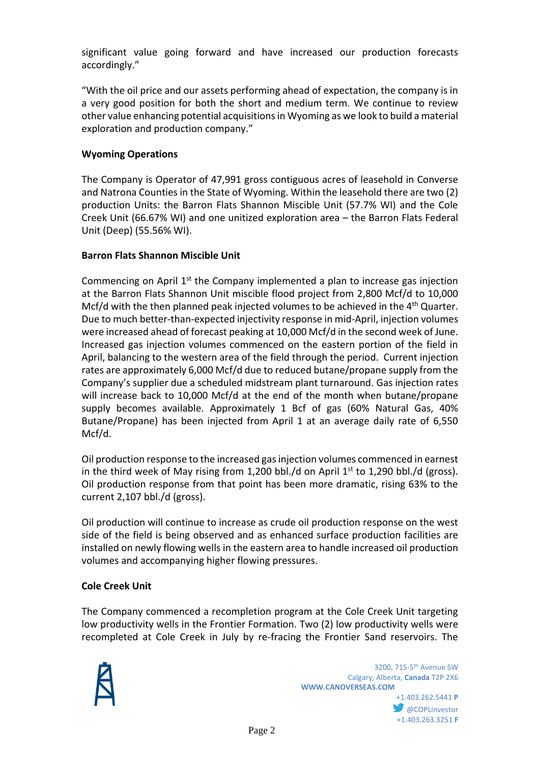significant value going forward and have increased our production forecasts accordingly."

"With the oil price and our assets performing ahead of expectation, the company is in a very good position for both the short and medium term. We continue to review other value enhancing potential acquisitions in Wyoming as we look to build a material exploration and production company."

**Wyoming Operations**

The Company is Operator of 47,991 gross contiguous acres of leasehold in Converse and Natrona Counties in the State of Wyoming. Within the leasehold there are two (2) production Units: the Barron Flats Shannon Miscible Unit (57.7% WI) and the Cole Creek Unit (66.67% WI) and one unitized exploration area – the Barron Flats Federal Unit (Deep) (55.56% WI).

**Barron Flats Shannon Miscible Unit**

Commencing on April 1st the Company implemented a plan to increase gas injection at the Barron Flats Shannon Unit miscible flood project from 2,800 Mcf/d to 10,000 Mcf/d with the then planned peak injected volumes to be achieved in the 4th Quarter. Due to much better-than-expected injectivity response in mid-April, injection volumes were increased ahead of forecast peaking at 10,000 Mcf/d in the second week of June. Increased gas injection volumes commenced on the eastern portion of the field in April, balancing to the western area of the field through the period. Current injection rates are approximately 6,000 Mcf/d due to reduced butane/propane supply from the Company's supplier due a scheduled midstream plant turnaround. Gas injection rates will increase back to 10,000 Mcf/d at the end of the month when butane/propane supply becomes available. Approximately 1 Bcf of gas (60% Natural Gas, 40% Butane/Propane) has been injected from April 1 at an average daily rate of 6,550 Mcf/d.

Oil production response to the increased gas injection volumes commenced in earnest in the third week of May rising from 1,200 bbl./d on April 1st to 1,290 bbl./d (gross). Oil production response from that point has been more dramatic, rising 63% to the current 2,107 bbl./d (gross).

Oil production will continue to increase as crude oil production response on the west side of the field is being observed and as enhanced surface production facilities are installed on newly flowing wells in the eastern area to handle increased oil production volumes and accompanying higher flowing pressures.

**Cole Creek Unit**

The Company commenced a recompletion program at the Cole Creek Unit targeting low productivity wells in the Frontier Formation. Two (2) low productivity wells were recompleted at Cole Creek in July by re-fracing the Frontier Sand reservoirs. The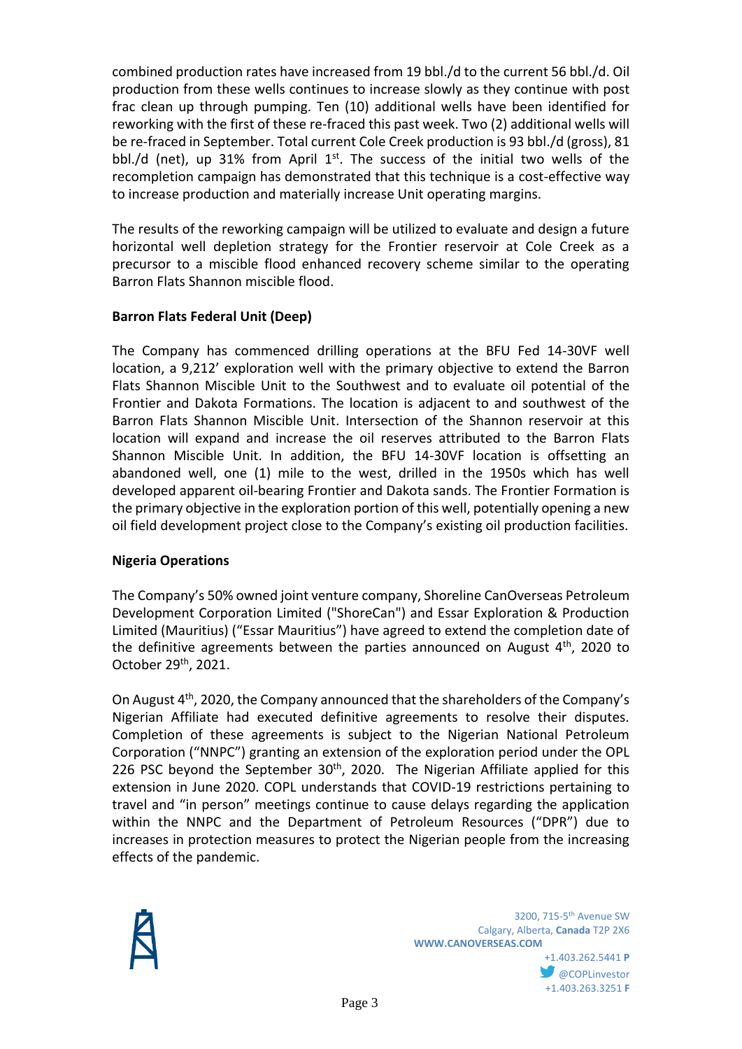combined production rates have increased from 19 bbl./d to the current 56 bbl./d. Oil production from these wells continues to increase slowly as they continue with post frac clean up through pumping. Ten (10) additional wells have been identified for reworking with the first of these re-fraced this past week. Two (2) additional wells will be re-fraced in September. Total current Cole Creek production is 93 bbl./d (gross), 81 bbl./d (net), up 31% from April 1st. The success of the initial two wells of the recompletion campaign has demonstrated that this technique is a cost-effective way to increase production and materially increase Unit operating margins.

The results of the reworking campaign will be utilized to evaluate and design a future horizontal well depletion strategy for the Frontier reservoir at Cole Creek as a precursor to a miscible flood enhanced recovery scheme similar to the operating Barron Flats Shannon miscible flood.

**Barron Flats Federal Unit (Deep)**

The Company has commenced drilling operations at the BFU Fed 14-30VF well location, a 9,212' exploration well with the primary objective to extend the Barron Flats Shannon Miscible Unit to the Southwest and to evaluate oil potential of the Frontier and Dakota Formations. The location is adjacent to and southwest of the Barron Flats Shannon Miscible Unit. Intersection of the Shannon reservoir at this location will expand and increase the oil reserves attributed to the Barron Flats Shannon Miscible Unit. In addition, the BFU 14-30VF location is offsetting an abandoned well, one (1) mile to the west, drilled in the 1950s which has well developed apparent oil-bearing Frontier and Dakota sands. The Frontier Formation is the primary objective in the exploration portion of this well, potentially opening a new oil field development project close to the Company's existing oil production facilities.

**Nigeria Operations**

The Company's 50% owned joint venture company, Shoreline CanOverseas Petroleum Development Corporation Limited ("ShoreCan") and Essar Exploration & Production Limited (Mauritius) ("Essar Mauritius") have agreed to extend the completion date of the definitive agreements between the parties announced on August 4th, 2020 to October 29th, 2021.

On August 4th, 2020, the Company announced that the shareholders of the Company's Nigerian Affiliate had executed definitive agreements to resolve their disputes. Completion of these agreements is subject to the Nigerian National Petroleum Corporation ("NNPC") granting an extension of the exploration period under the OPL 226 PSC beyond the September 30th, 2020. The Nigerian Affiliate applied for this extension in June 2020. COPL understands that COVID-19 restrictions pertaining to travel and "in person" meetings continue to cause delays regarding the application within the NNPC and the Department of Petroleum Resources ("DPR") due to increases in protection measures to protect the Nigerian people from the increasing effects of the pandemic.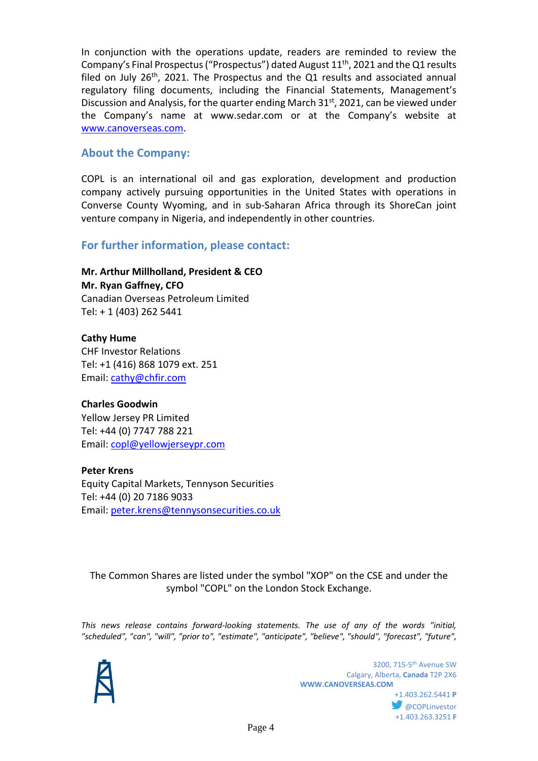In conjunction with the operations update, readers are reminded to review the Company's Final Prospectus ("Prospectus") dated August 11th, 2021 and the Q1 results filed on July 26th, 2021. The Prospectus and the Q1 results and associated annual regulatory filing documents, including the Financial Statements, Management's Discussion and Analysis, for the quarter ending March 31st, 2021, can be viewed under the Company's name at www.sedar.com or at the Company's website at www.canoverseas.com.

## About the Company:

COPL is an international oil and gas exploration, development and production company actively pursuing opportunities in the United States with operations in Converse County Wyoming, and in sub-Saharan Africa through its ShoreCan joint venture company in Nigeria, and independently in other countries.

## For further information, please contact:

**Mr. Arthur Millholland, President & CEO**
**Mr. Ryan Gaffney, CFO**
Canadian Overseas Petroleum Limited
Tel: + 1 (403) 262 5441

**Cathy Hume**
CHF Investor Relations
Tel: +1 (416) 868 1079 ext. 251
Email: cathy@chfir.com

**Charles Goodwin**
Yellow Jersey PR Limited
Tel: +44 (0) 7747 788 221
Email: copl@yellowjerseypr.com

**Peter Krens**
Equity Capital Markets, Tennyson Securities
Tel: +44 (0) 20 7186 9033
Email: peter.krens@tennysonsecurities.co.uk

The Common Shares are listed under the symbol "XOP" on the CSE and under the symbol "COPL" on the London Stock Exchange.

*This news release contains forward-looking statements. The use of any of the words "initial, "scheduled", "can", "will", "prior to", "estimate", "anticipate", "believe", "should", "forecast", "future",*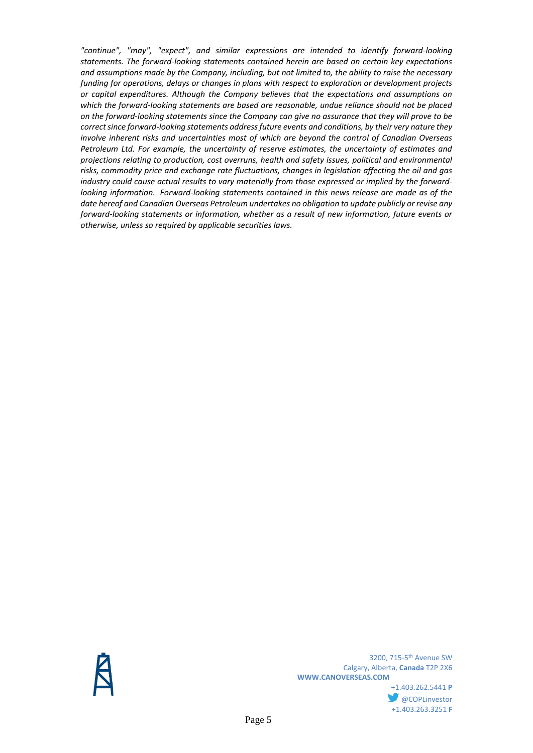*"continue", "may", "expect", and similar expressions are intended to identify forward-looking statements. The forward-looking statements contained herein are based on certain key expectations and assumptions made by the Company, including, but not limited to, the ability to raise the necessary funding for operations, delays or changes in plans with respect to exploration or development projects or capital expenditures. Although the Company believes that the expectations and assumptions on which the forward-looking statements are based are reasonable, undue reliance should not be placed on the forward-looking statements since the Company can give no assurance that they will prove to be correct since forward-looking statements address future events and conditions, by their very nature they involve inherent risks and uncertainties most of which are beyond the control of Canadian Overseas Petroleum Ltd. For example, the uncertainty of reserve estimates, the uncertainty of estimates and projections relating to production, cost overruns, health and safety issues, political and environmental risks, commodity price and exchange rate fluctuations, changes in legislation affecting the oil and gas industry could cause actual results to vary materially from those expressed or implied by the forward-looking information. Forward-looking statements contained in this news release are made as of the date hereof and Canadian Overseas Petroleum undertakes no obligation to update publicly or revise any forward-looking statements or information, whether as a result of new information, future events or otherwise, unless so required by applicable securities laws.*

3200, 715-5th Avenue SW
Calgary, Alberta, **Canada** T2P 2X6
**WWW.CANOVERSEAS.COM**
+1.403.262.5441 **P**
@COPLinvestor
+1.403.263.3251 **F**